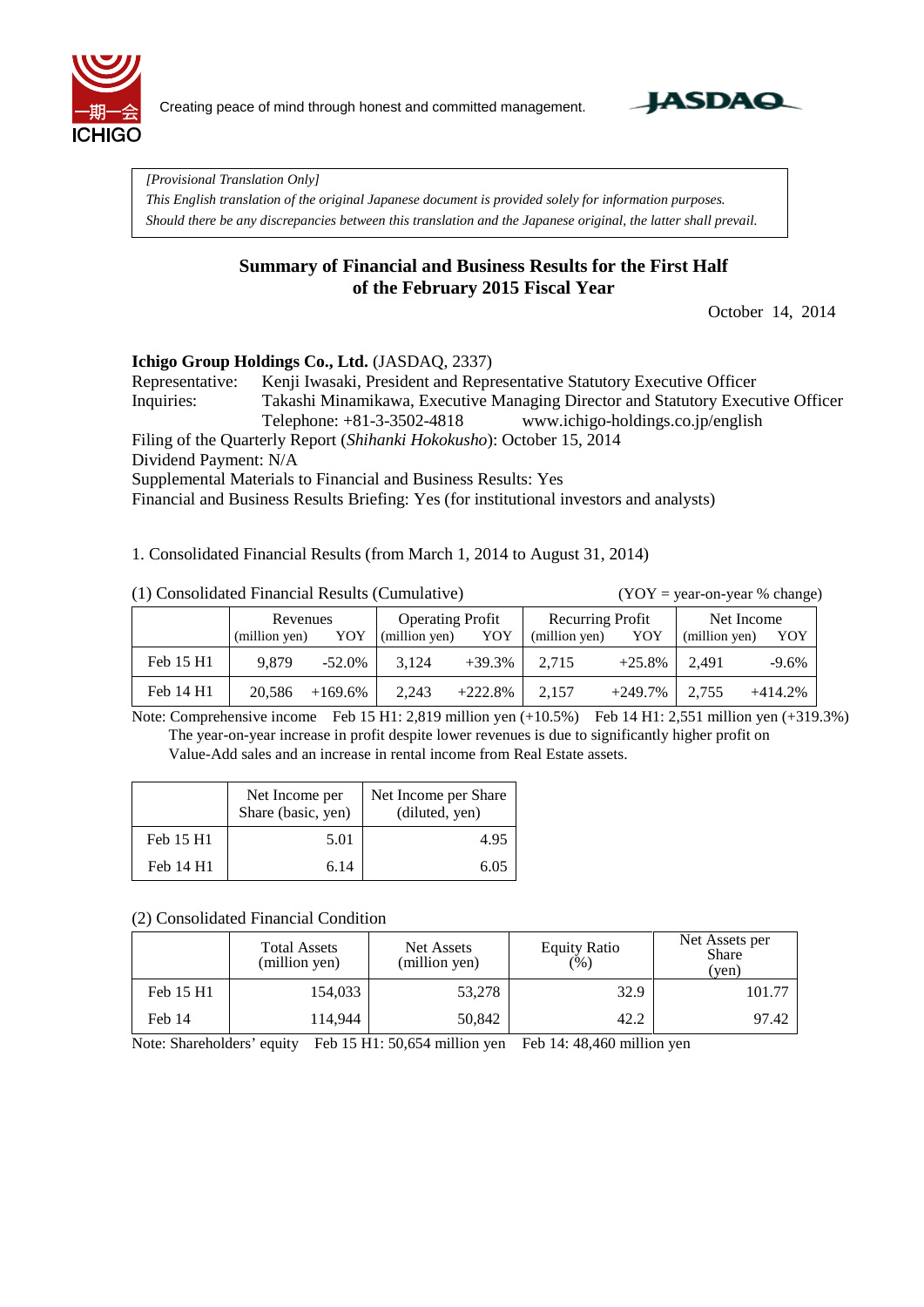Creating peace of mind through honest and committed management.

*[Provisional Translation Only]*
*This English translation of the original Japanese document is provided solely for information purposes.*
*Should there be any discrepancies between this translation and the Japanese original, the latter shall prevail.*

# Summary of Financial and Business Results for the First Half of the February 2015 Fiscal Year

October 14, 2014

**Ichigo Group Holdings Co., Ltd.** (JASDAQ, 2337)
Representative: Kenji Iwasaki, President and Representative Statutory Executive Officer
Inquiries: Takashi Minamikawa, Executive Managing Director and Statutory Executive Officer
Telephone: +81-3-3502-4818 www.ichigo-holdings.co.jp/english
Filing of the Quarterly Report (*Shihanki Hokokusho*): October 15, 2014
Dividend Payment: N/A
Supplemental Materials to Financial and Business Results: Yes
Financial and Business Results Briefing: Yes (for institutional investors and analysts)

1. Consolidated Financial Results (from March 1, 2014 to August 31, 2014)

(1) Consolidated Financial Results (Cumulative) (YOY = year-on-year % change)

| | Revenues (million yen) | YOY | Operating Profit (million yen) | YOY | Recurring Profit (million yen) | YOY | Net Income (million yen) | YOY |
|---|---|---|---|---|---|---|---|---|
| Feb 15 H1 | 9,879 | -52.0% | 3,124 | +39.3% | 2,715 | +25.8% | 2,491 | -9.6% |
| Feb 14 H1 | 20,586 | +169.6% | 2,243 | +222.8% | 2,157 | +249.7% | 2,755 | +414.2% |

Note: Comprehensive income Feb 15 H1: 2,819 million yen (+10.5%) Feb 14 H1: 2,551 million yen (+319.3%)
The year-on-year increase in profit despite lower revenues is due to significantly higher profit on Value-Add sales and an increase in rental income from Real Estate assets.

| | Net Income per Share (basic, yen) | Net Income per Share (diluted, yen) |
|---|---|---|
| Feb 15 H1 | 5.01 | 4.95 |
| Feb 14 H1 | 6.14 | 6.05 |

(2) Consolidated Financial Condition

| | Total Assets (million yen) | Net Assets (million yen) | Equity Ratio (%) | Net Assets per Share (yen) |
|---|---|---|---|---|
| Feb 15 H1 | 154,033 | 53,278 | 32.9 | 101.77 |
| Feb 14 | 114,944 | 50,842 | 42.2 | 97.42 |

Note: Shareholders' equity Feb 15 H1: 50,654 million yen Feb 14: 48,460 million yen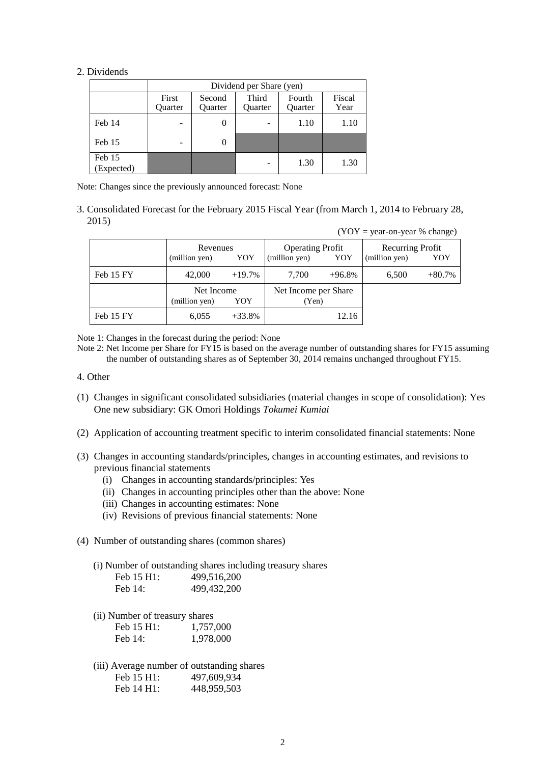2. Dividends

| | Dividend per Share (yen) | | | | |
|---|---|---|---|---|---|
| | First Quarter | Second Quarter | Third Quarter | Fourth Quarter | Fiscal Year |
| Feb 14 | - | 0 | - | 1.10 | 1.10 |
| Feb 15 | - | 0 | | | |
| Feb 15 (Expected) | | | - | 1.30 | 1.30 |

Note: Changes since the previously announced forecast: None

3. Consolidated Forecast for the February 2015 Fiscal Year (from March 1, 2014 to February 28, 2015)

(YOY = year-on-year % change)

| | Revenues (million yen) | YOY | Operating Profit (million yen) | YOY | Recurring Profit (million yen) | YOY |
|---|---|---|---|---|---|---|
| Feb 15 FY | 42,000 | +19.7% | 7,700 | +96.8% | 6,500 | +80.7% |

| | Net Income (million yen) | YOY | Net Income per Share (Yen) |
|---|---|---|---|
| Feb 15 FY | 6,055 | +33.8% | 12.16 |

Note 1: Changes in the forecast during the period: None

Note 2: Net Income per Share for FY15 is based on the average number of outstanding shares for FY15 assuming the number of outstanding shares as of September 30, 2014 remains unchanged throughout FY15.

4. Other

(1) Changes in significant consolidated subsidiaries (material changes in scope of consolidation): Yes
One new subsidiary: GK Omori Holdings *Tokumei Kumiai*

(2) Application of accounting treatment specific to interim consolidated financial statements: None

(3) Changes in accounting standards/principles, changes in accounting estimates, and revisions to previous financial statements
- (i) Changes in accounting standards/principles: Yes
- (ii) Changes in accounting principles other than the above: None
- (iii) Changes in accounting estimates: None
- (iv) Revisions of previous financial statements: None

(4) Number of outstanding shares (common shares)

(i) Number of outstanding shares including treasury shares

| | |
|---|---|
| Feb 15 H1: | 499,516,200 |
| Feb 14: | 499,432,200 |

(ii) Number of treasury shares

| | |
|---|---|
| Feb 15 H1: | 1,757,000 |
| Feb 14: | 1,978,000 |

(iii) Average number of outstanding shares

| | |
|---|---|
| Feb 15 H1: | 497,609,934 |
| Feb 14 H1: | 448,959,503 |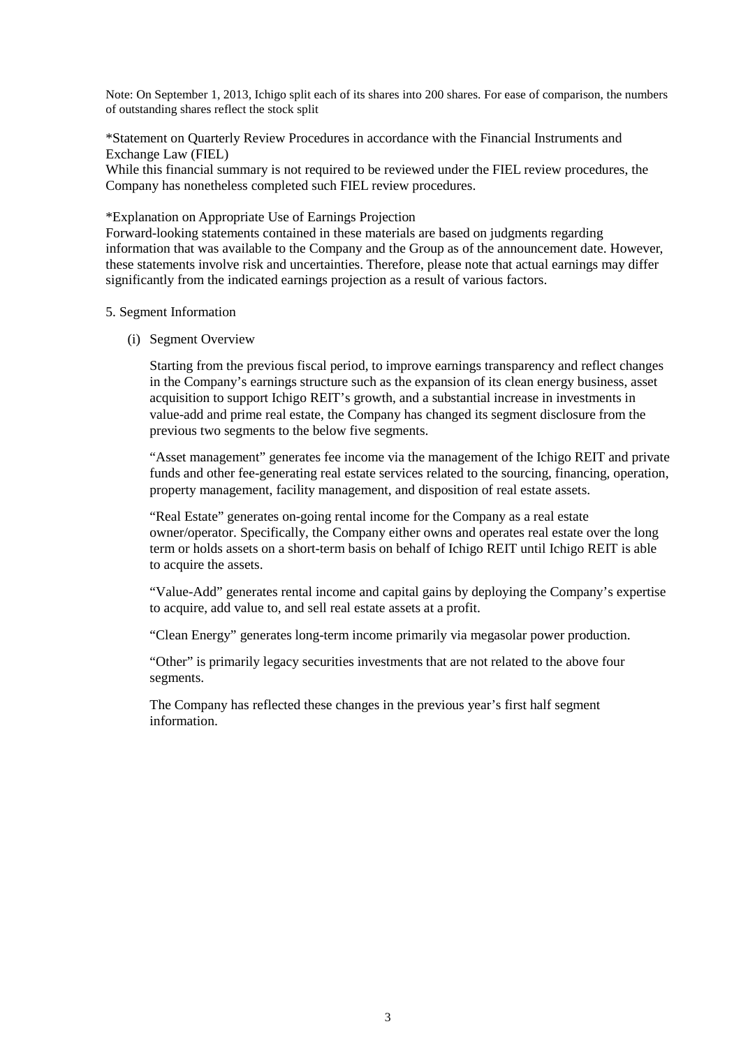Note: On September 1, 2013, Ichigo split each of its shares into 200 shares. For ease of comparison, the numbers of outstanding shares reflect the stock split

*Statement on Quarterly Review Procedures in accordance with the Financial Instruments and Exchange Law (FIEL)
While this financial summary is not required to be reviewed under the FIEL review procedures, the Company has nonetheless completed such FIEL review procedures.

*Explanation on Appropriate Use of Earnings Projection
Forward-looking statements contained in these materials are based on judgments regarding information that was available to the Company and the Group as of the announcement date. However, these statements involve risk and uncertainties. Therefore, please note that actual earnings may differ significantly from the indicated earnings projection as a result of various factors.

5. Segment Information

(i) Segment Overview

Starting from the previous fiscal period, to improve earnings transparency and reflect changes in the Company's earnings structure such as the expansion of its clean energy business, asset acquisition to support Ichigo REIT's growth, and a substantial increase in investments in value-add and prime real estate, the Company has changed its segment disclosure from the previous two segments to the below five segments.

"Asset management" generates fee income via the management of the Ichigo REIT and private funds and other fee-generating real estate services related to the sourcing, financing, operation, property management, facility management, and disposition of real estate assets.

"Real Estate" generates on-going rental income for the Company as a real estate owner/operator. Specifically, the Company either owns and operates real estate over the long term or holds assets on a short-term basis on behalf of Ichigo REIT until Ichigo REIT is able to acquire the assets.

"Value-Add" generates rental income and capital gains by deploying the Company's expertise to acquire, add value to, and sell real estate assets at a profit.

"Clean Energy" generates long-term income primarily via megasolar power production.

"Other" is primarily legacy securities investments that are not related to the above four segments.

The Company has reflected these changes in the previous year's first half segment information.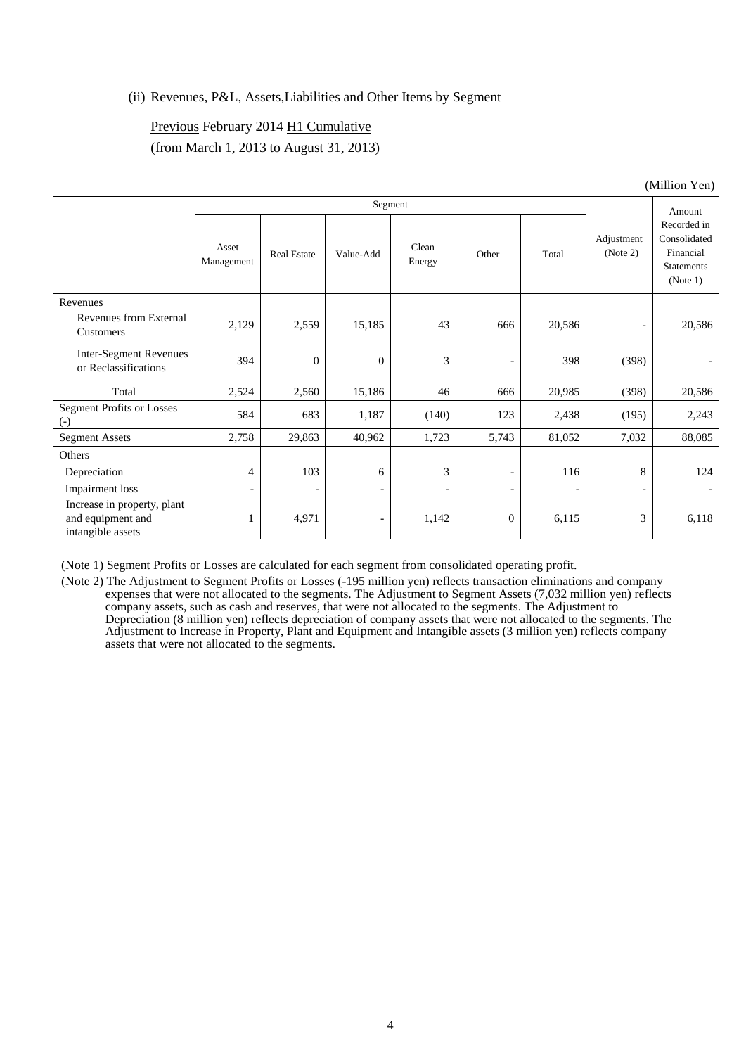(ii) Revenues, P&L, Assets,Liabilities and Other Items by Segment

<u>Previous</u> February 2014 <u>H1 Cumulative</u>

(from March 1, 2013 to August 31, 2013)

(Million Yen)

| | Segment | | | | | | Adjustment (Note 2) | Amount Recorded in Consolidated Financial Statements (Note 1) |
|---|---|---|---|---|---|---|---|---|
| | Asset Management | Real Estate | Value-Add | Clean Energy | Other | Total | | |
| Revenues | | | | | | | | |
| Revenues from External Customers | 2,129 | 2,559 | 15,185 | 43 | 666 | 20,586 | - | 20,586 |
| Inter-Segment Revenues or Reclassifications | 394 | 0 | 0 | 3 | - | 398 | (398) | - |
| Total | 2,524 | 2,560 | 15,186 | 46 | 666 | 20,985 | (398) | 20,586 |
| Segment Profits or Losses (-) | 584 | 683 | 1,187 | (140) | 123 | 2,438 | (195) | 2,243 |
| Segment Assets | 2,758 | 29,863 | 40,962 | 1,723 | 5,743 | 81,052 | 7,032 | 88,085 |
| Others | | | | | | | | |
| Depreciation | 4 | 103 | 6 | 3 | - | 116 | 8 | 124 |
| Impairment loss | - | - | - | - | - | - | - | - |
| Increase in property, plant and equipment and intangible assets | 1 | 4,971 | - | 1,142 | 0 | 6,115 | 3 | 6,118 |

(Note 1) Segment Profits or Losses are calculated for each segment from consolidated operating profit.

(Note 2) The Adjustment to Segment Profits or Losses (-195 million yen) reflects transaction eliminations and company expenses that were not allocated to the segments. The Adjustment to Segment Assets (7,032 million yen) reflects company assets, such as cash and reserves, that were not allocated to the segments. The Adjustment to Depreciation (8 million yen) reflects depreciation of company assets that were not allocated to the segments. The Adjustment to Increase in Property, Plant and Equipment and Intangible assets (3 million yen) reflects company assets that were not allocated to the segments.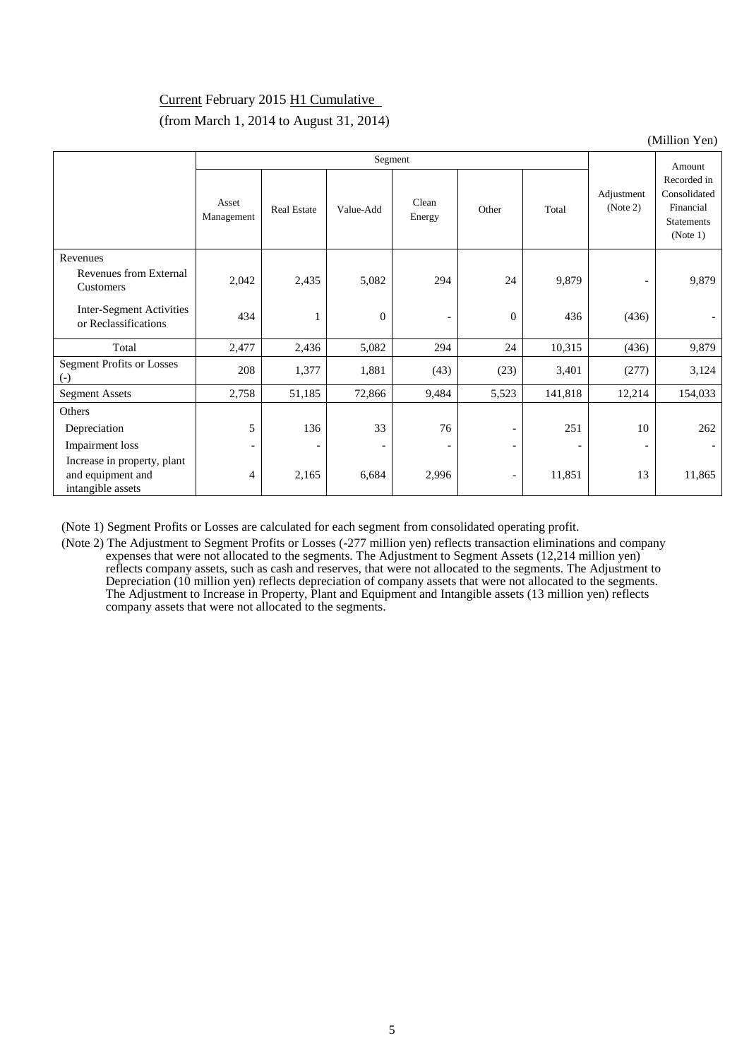Current February 2015 H1 Cumulative

(from March 1, 2014 to August 31, 2014)

(Million Yen)

| | Segment | | | | | | Adjustment (Note 2) | Amount Recorded in Consolidated Financial Statements (Note 1) |
|---|---|---|---|---|---|---|---|---|
| | Asset Management | Real Estate | Value-Add | Clean Energy | Other | Total | | |
| Revenues | | | | | | | | |
| Revenues from External Customers | 2,042 | 2,435 | 5,082 | 294 | 24 | 9,879 | - | 9,879 |
| Inter-Segment Activities or Reclassifications | 434 | 1 | 0 | - | 0 | 436 | (436) | - |
| Total | 2,477 | 2,436 | 5,082 | 294 | 24 | 10,315 | (436) | 9,879 |
| Segment Profits or Losses (-) | 208 | 1,377 | 1,881 | (43) | (23) | 3,401 | (277) | 3,124 |
| Segment Assets | 2,758 | 51,185 | 72,866 | 9,484 | 5,523 | 141,818 | 12,214 | 154,033 |
| Others | | | | | | | | |
| Depreciation | 5 | 136 | 33 | 76 | - | 251 | 10 | 262 |
| Impairment loss | - | - | - | - | - | - | - | - |
| Increase in property, plant and equipment and intangible assets | 4 | 2,165 | 6,684 | 2,996 | - | 11,851 | 13 | 11,865 |

(Note 1) Segment Profits or Losses are calculated for each segment from consolidated operating profit.

(Note 2) The Adjustment to Segment Profits or Losses (-277 million yen) reflects transaction eliminations and company expenses that were not allocated to the segments. The Adjustment to Segment Assets (12,214 million yen) reflects company assets, such as cash and reserves, that were not allocated to the segments. The Adjustment to Depreciation (10 million yen) reflects depreciation of company assets that were not allocated to the segments. The Adjustment to Increase in Property, Plant and Equipment and Intangible assets (13 million yen) reflects company assets that were not allocated to the segments.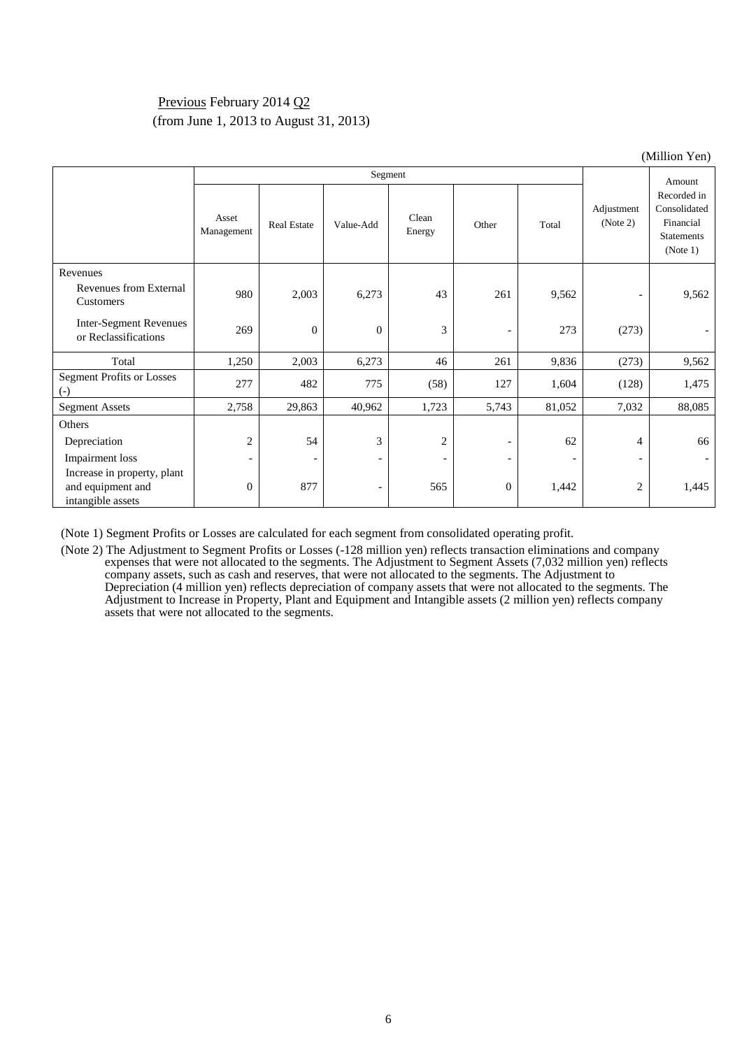Previous February 2014 Q2
(from June 1, 2013 to August 31, 2013)

(Million Yen)

| | Segment | | | | | | Adjustment (Note 2) | Amount Recorded in Consolidated Financial Statements (Note 1) |
|---|---|---|---|---|---|---|---|---|
| | Asset Management | Real Estate | Value-Add | Clean Energy | Other | Total | | |
| Revenues | | | | | | | | |
| Revenues from External Customers | 980 | 2,003 | 6,273 | 43 | 261 | 9,562 | - | 9,562 |
| Inter-Segment Revenues or Reclassifications | 269 | 0 | 0 | 3 | - | 273 | (273) | - |
| Total | 1,250 | 2,003 | 6,273 | 46 | 261 | 9,836 | (273) | 9,562 |
| Segment Profits or Losses (-) | 277 | 482 | 775 | (58) | 127 | 1,604 | (128) | 1,475 |
| Segment Assets | 2,758 | 29,863 | 40,962 | 1,723 | 5,743 | 81,052 | 7,032 | 88,085 |
| Others | | | | | | | | |
| Depreciation | 2 | 54 | 3 | 2 | - | 62 | 4 | 66 |
| Impairment loss | - | - | - | - | - | - | - | - |
| Increase in property, plant and equipment and intangible assets | 0 | 877 | - | 565 | 0 | 1,442 | 2 | 1,445 |

(Note 1) Segment Profits or Losses are calculated for each segment from consolidated operating profit.

(Note 2) The Adjustment to Segment Profits or Losses (-128 million yen) reflects transaction eliminations and company expenses that were not allocated to the segments. The Adjustment to Segment Assets (7,032 million yen) reflects company assets, such as cash and reserves, that were not allocated to the segments. The Adjustment to Depreciation (4 million yen) reflects depreciation of company assets that were not allocated to the segments. The Adjustment to Increase in Property, Plant and Equipment and Intangible assets (2 million yen) reflects company assets that were not allocated to the segments.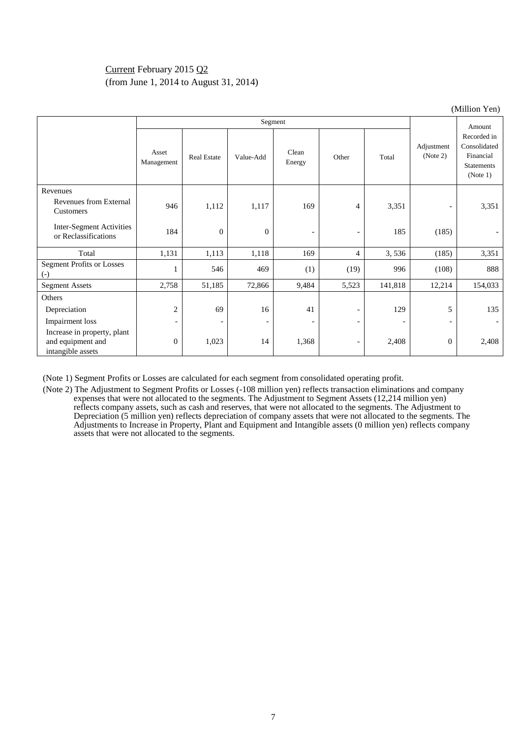Current February 2015 Q2
(from June 1, 2014 to August 31, 2014)

(Million Yen)

| | Segment | | | | | | Adjustment (Note 2) | Amount Recorded in Consolidated Financial Statements (Note 1) |
|---|---|---|---|---|---|---|---|---|
| | Asset Management | Real Estate | Value-Add | Clean Energy | Other | Total | | |
| Revenues | | | | | | | | |
| Revenues from External Customers | 946 | 1,112 | 1,117 | 169 | 4 | 3,351 | - | 3,351 |
| Inter-Segment Activities or Reclassifications | 184 | 0 | 0 | - | - | 185 | (185) | - |
| Total | 1,131 | 1,113 | 1,118 | 169 | 4 | 3, 536 | (185) | 3,351 |
| Segment Profits or Losses (-) | 1 | 546 | 469 | (1) | (19) | 996 | (108) | 888 |
| Segment Assets | 2,758 | 51,185 | 72,866 | 9,484 | 5,523 | 141,818 | 12,214 | 154,033 |
| Others | | | | | | | | |
| Depreciation | 2 | 69 | 16 | 41 | - | 129 | 5 | 135 |
| Impairment loss | - | - | - | - | - | - | - | - |
| Increase in property, plant and equipment and intangible assets | 0 | 1,023 | 14 | 1,368 | - | 2,408 | 0 | 2,408 |

(Note 1) Segment Profits or Losses are calculated for each segment from consolidated operating profit.

(Note 2) The Adjustment to Segment Profits or Losses (-108 million yen) reflects transaction eliminations and company expenses that were not allocated to the segments. The Adjustment to Segment Assets (12,214 million yen) reflects company assets, such as cash and reserves, that were not allocated to the segments. The Adjustment to Depreciation (5 million yen) reflects depreciation of company assets that were not allocated to the segments. The Adjustments to Increase in Property, Plant and Equipment and Intangible assets (0 million yen) reflects company assets that were not allocated to the segments.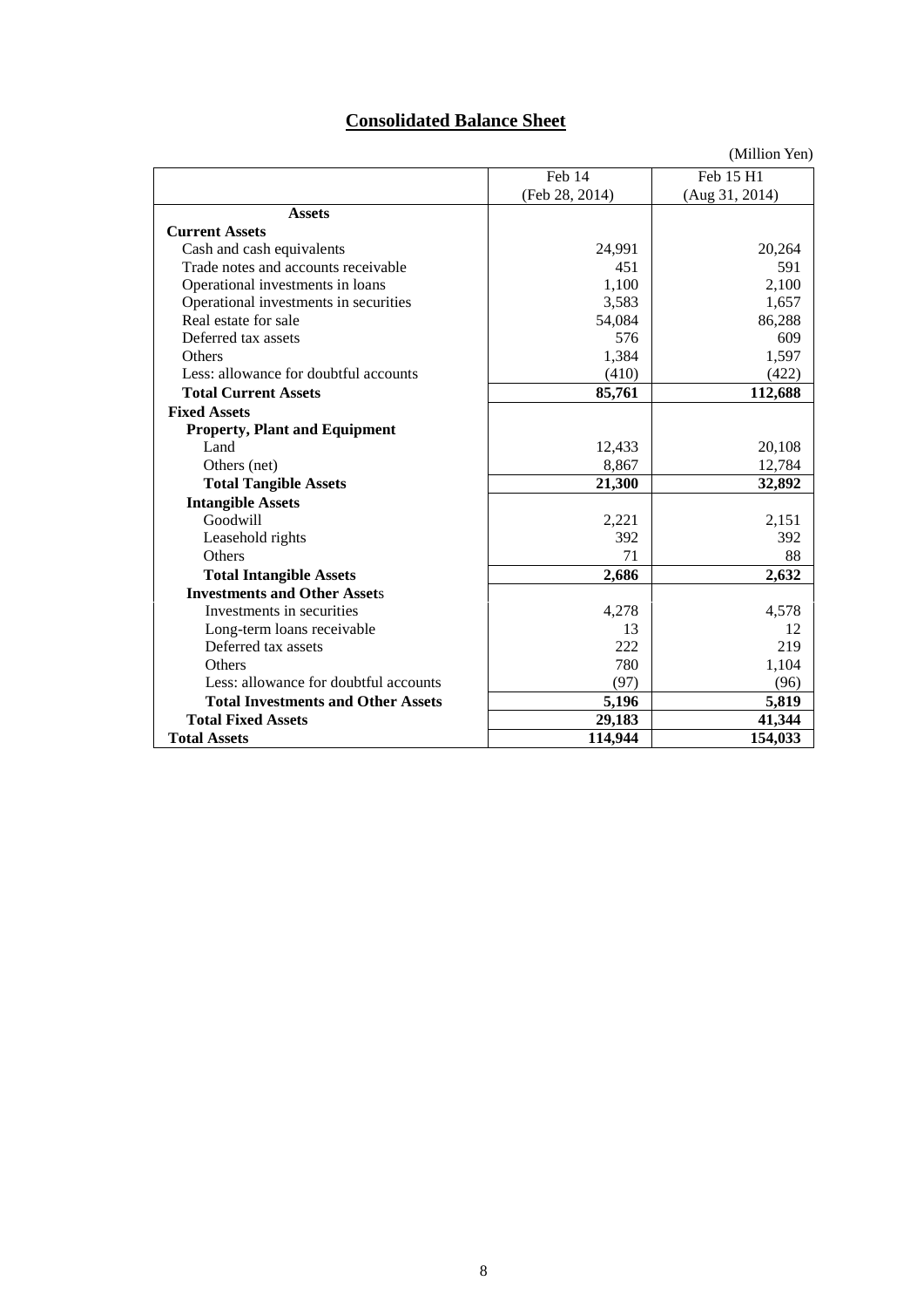# Consolidated Balance Sheet

(Million Yen)

| | Feb 14 (Feb 28, 2014) | Feb 15 H1 (Aug 31, 2014) |
|---|---|---|
| **Assets** | | |
| **Current Assets** | | |
| Cash and cash equivalents | 24,991 | 20,264 |
| Trade notes and accounts receivable | 451 | 591 |
| Operational investments in loans | 1,100 | 2,100 |
| Operational investments in securities | 3,583 | 1,657 |
| Real estate for sale | 54,084 | 86,288 |
| Deferred tax assets | 576 | 609 |
| Others | 1,384 | 1,597 |
| Less: allowance for doubtful accounts | (410) | (422) |
| **Total Current Assets** | **85,761** | **112,688** |
| **Fixed Assets** | | |
| **Property, Plant and Equipment** | | |
| Land | 12,433 | 20,108 |
| Others (net) | 8,867 | 12,784 |
| **Total Tangible Assets** | **21,300** | **32,892** |
| **Intangible Assets** | | |
| Goodwill | 2,221 | 2,151 |
| Leasehold rights | 392 | 392 |
| Others | 71 | 88 |
| **Total Intangible Assets** | **2,686** | **2,632** |
| **Investments and Other Assets** | | |
| Investments in securities | 4,278 | 4,578 |
| Long-term loans receivable | 13 | 12 |
| Deferred tax assets | 222 | 219 |
| Others | 780 | 1,104 |
| Less: allowance for doubtful accounts | (97) | (96) |
| **Total Investments and Other Assets** | **5,196** | **5,819** |
| **Total Fixed Assets** | **29,183** | **41,344** |
| **Total Assets** | **114,944** | **154,033** |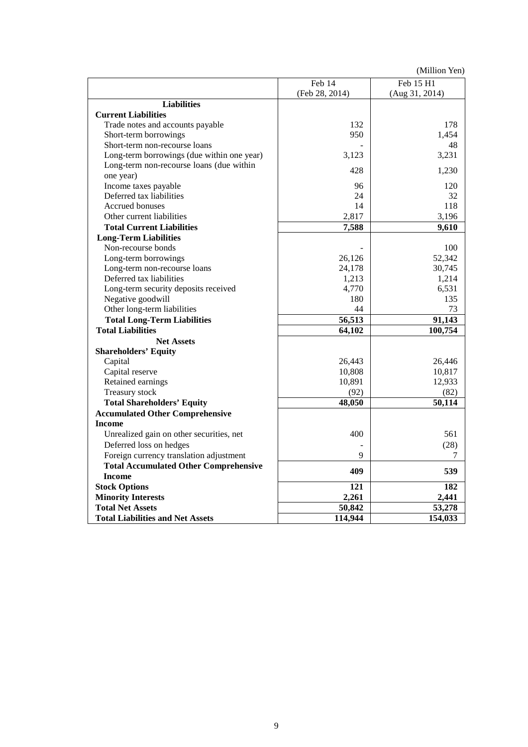(Million Yen)

| | Feb 14 (Feb 28, 2014) | Feb 15 H1 (Aug 31, 2014) |
|---|---|---|
| **Liabilities** | | |
| **Current Liabilities** | | |
| Trade notes and accounts payable | 132 | 178 |
| Short-term borrowings | 950 | 1,454 |
| Short-term non-recourse loans | - | 48 |
| Long-term borrowings (due within one year) | 3,123 | 3,231 |
| Long-term non-recourse loans (due within one year) | 428 | 1,230 |
| Income taxes payable | 96 | 120 |
| Deferred tax liabilities | 24 | 32 |
| Accrued bonuses | 14 | 118 |
| Other current liabilities | 2,817 | 3,196 |
| **Total Current Liabilities** | **7,588** | **9,610** |
| **Long-Term Liabilities** | | |
| Non-recourse bonds | - | 100 |
| Long-term borrowings | 26,126 | 52,342 |
| Long-term non-recourse loans | 24,178 | 30,745 |
| Deferred tax liabilities | 1,213 | 1,214 |
| Long-term security deposits received | 4,770 | 6,531 |
| Negative goodwill | 180 | 135 |
| Other long-term liabilities | 44 | 73 |
| **Total Long-Term Liabilities** | **56,513** | **91,143** |
| **Total Liabilities** | **64,102** | **100,754** |
| **Net Assets** | | |
| **Shareholders' Equity** | | |
| Capital | 26,443 | 26,446 |
| Capital reserve | 10,808 | 10,817 |
| Retained earnings | 10,891 | 12,933 |
| Treasury stock | (92) | (82) |
| **Total Shareholders' Equity** | **48,050** | **50,114** |
| **Accumulated Other Comprehensive Income** | | |
| Unrealized gain on other securities, net | 400 | 561 |
| Deferred loss on hedges | - | (28) |
| Foreign currency translation adjustment | 9 | 7 |
| **Total Accumulated Other Comprehensive Income** | **409** | **539** |
| **Stock Options** | **121** | **182** |
| **Minority Interests** | **2,261** | **2,441** |
| **Total Net Assets** | **50,842** | **53,278** |
| **Total Liabilities and Net Assets** | **114,944** | **154,033** |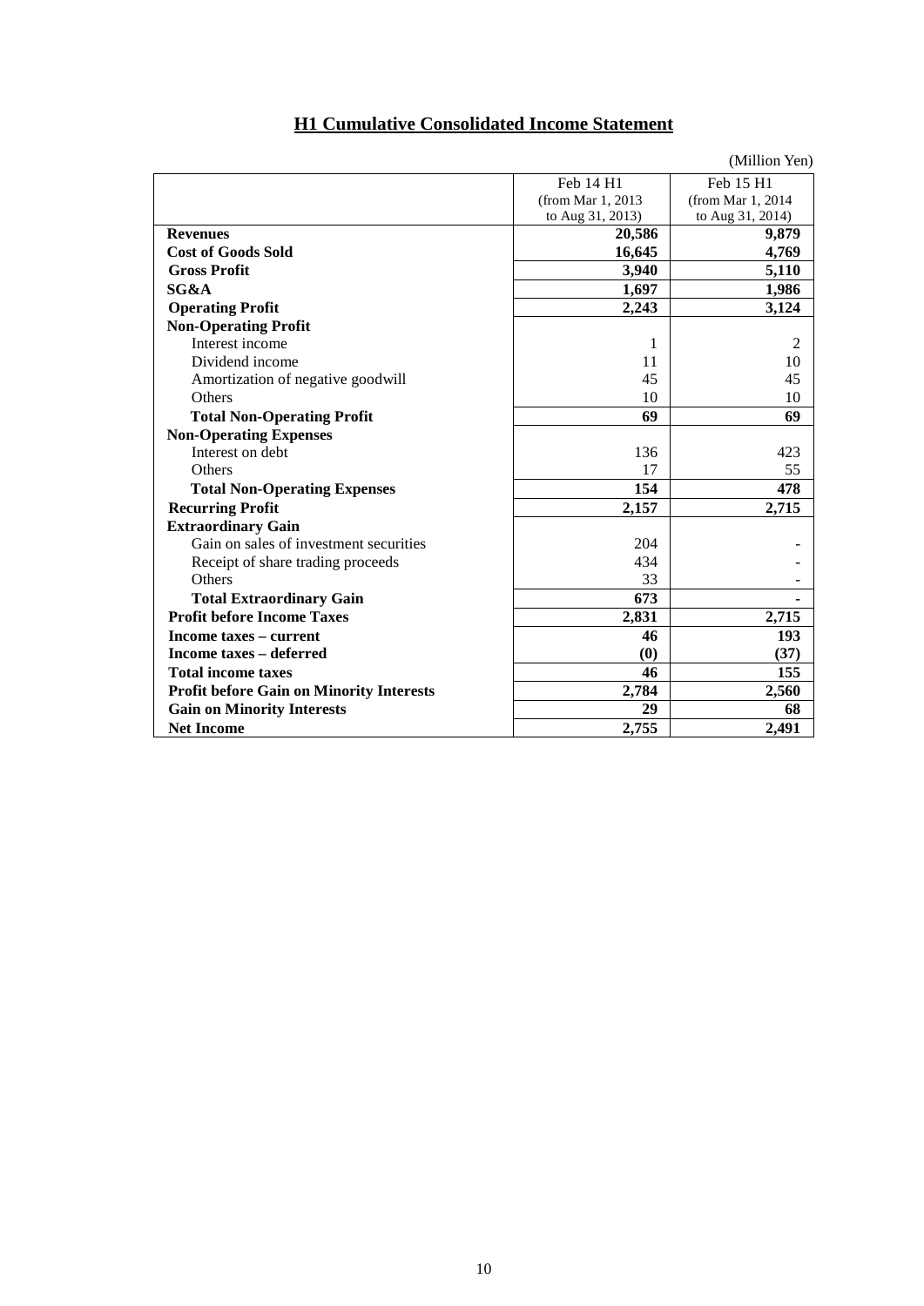## H1 Cumulative Consolidated Income Statement

(Million Yen)

| | Feb 14 H1 (from Mar 1, 2013 to Aug 31, 2013) | Feb 15 H1 (from Mar 1, 2014 to Aug 31, 2014) |
|---|---|---|
| **Revenues** | **20,586** | **9,879** |
| **Cost of Goods Sold** | **16,645** | **4,769** |
| **Gross Profit** | **3,940** | **5,110** |
| **SG&A** | **1,697** | **1,986** |
| **Operating Profit** | **2,243** | **3,124** |
| **Non-Operating Profit** | | |
| Interest income | 1 | 2 |
| Dividend income | 11 | 10 |
| Amortization of negative goodwill | 45 | 45 |
| Others | 10 | 10 |
| **Total Non-Operating Profit** | **69** | **69** |
| **Non-Operating Expenses** | | |
| Interest on debt | 136 | 423 |
| Others | 17 | 55 |
| **Total Non-Operating Expenses** | **154** | **478** |
| **Recurring Profit** | **2,157** | **2,715** |
| **Extraordinary Gain** | | |
| Gain on sales of investment securities | 204 | - |
| Receipt of share trading proceeds | 434 | - |
| Others | 33 | - |
| **Total Extraordinary Gain** | **673** | **-** |
| **Profit before Income Taxes** | **2,831** | **2,715** |
| **Income taxes – current** | **46** | **193** |
| **Income taxes – deferred** | **(0)** | **(37)** |
| **Total income taxes** | **46** | **155** |
| **Profit before Gain on Minority Interests** | **2,784** | **2,560** |
| **Gain on Minority Interests** | **29** | **68** |
| **Net Income** | **2,755** | **2,491** |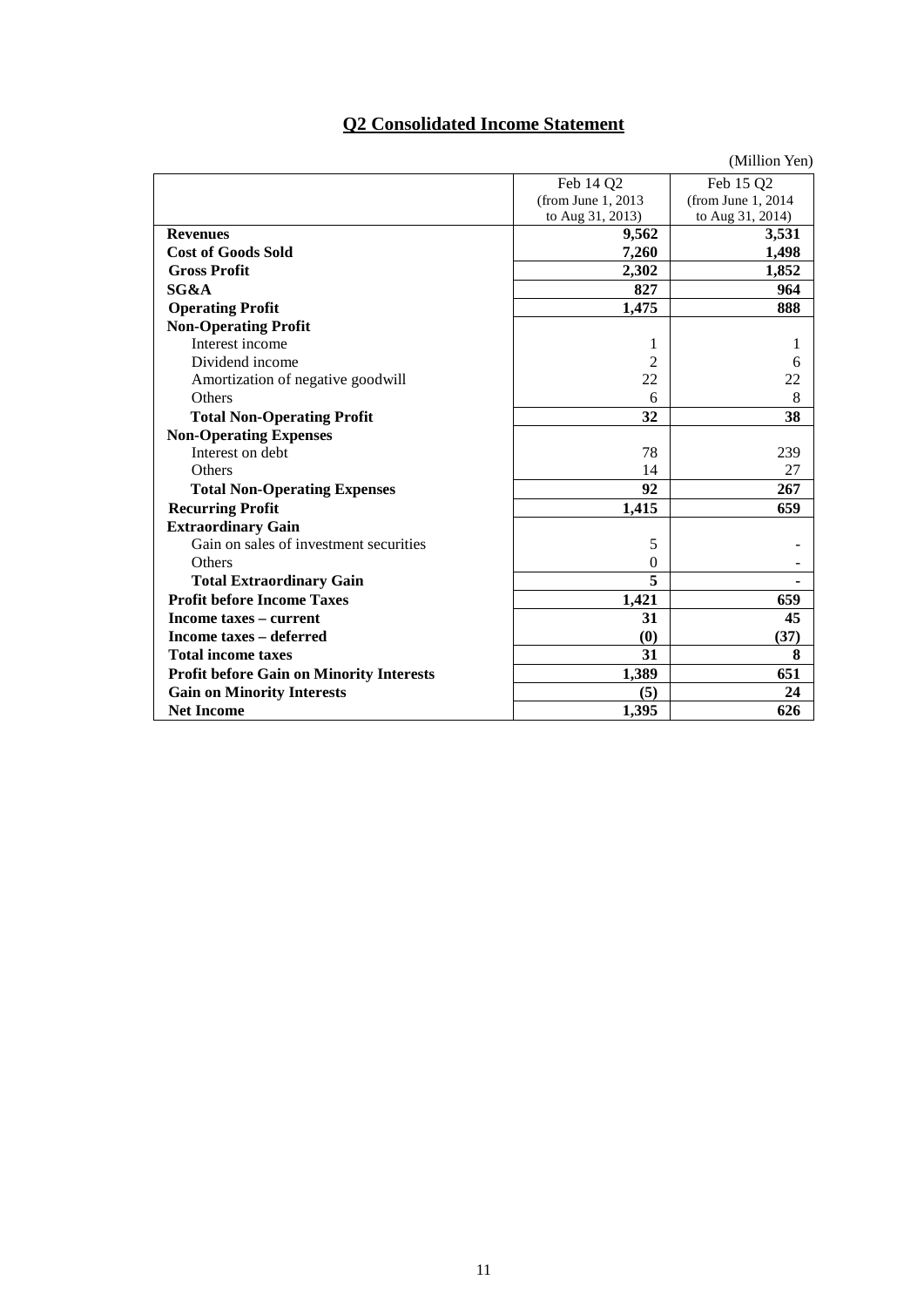# Q2 Consolidated Income Statement

(Million Yen)

| | Feb 14 Q2 (from June 1, 2013 to Aug 31, 2013) | Feb 15 Q2 (from June 1, 2014 to Aug 31, 2014) |
|---|---|---|
| **Revenues** | **9,562** | **3,531** |
| **Cost of Goods Sold** | **7,260** | **1,498** |
| **Gross Profit** | **2,302** | **1,852** |
| **SG&A** | **827** | **964** |
| **Operating Profit** | **1,475** | **888** |
| **Non-Operating Profit** | | |
| Interest income | 1 | 1 |
| Dividend income | 2 | 6 |
| Amortization of negative goodwill | 22 | 22 |
| Others | 6 | 8 |
| **Total Non-Operating Profit** | **32** | **38** |
| **Non-Operating Expenses** | | |
| Interest on debt | 78 | 239 |
| Others | 14 | 27 |
| **Total Non-Operating Expenses** | **92** | **267** |
| **Recurring Profit** | **1,415** | **659** |
| **Extraordinary Gain** | | |
| Gain on sales of investment securities | 5 | - |
| Others | 0 | - |
| **Total Extraordinary Gain** | **5** | **-** |
| **Profit before Income Taxes** | **1,421** | **659** |
| **Income taxes – current** | **31** | **45** |
| **Income taxes – deferred** | **(0)** | **(37)** |
| **Total income taxes** | **31** | **8** |
| **Profit before Gain on Minority Interests** | **1,389** | **651** |
| **Gain on Minority Interests** | **(5)** | **24** |
| **Net Income** | **1,395** | **626** |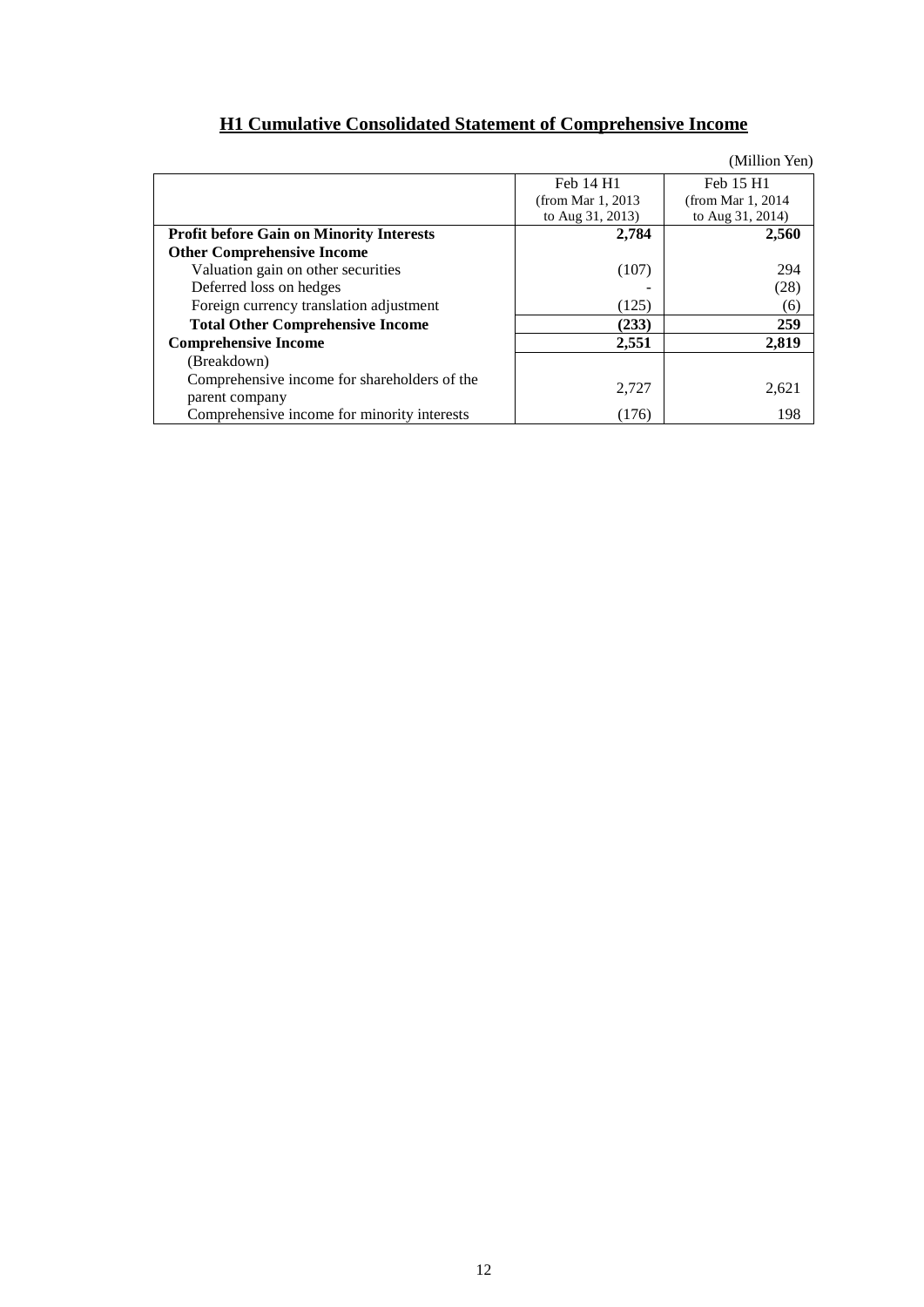## H1 Cumulative Consolidated Statement of Comprehensive Income

(Million Yen)

| | Feb 14 H1 (from Mar 1, 2013 to Aug 31, 2013) | Feb 15 H1 (from Mar 1, 2014 to Aug 31, 2014) |
|---|---|---|
| **Profit before Gain on Minority Interests** | **2,784** | **2,560** |
| **Other Comprehensive Income** | | |
| Valuation gain on other securities | (107) | 294 |
| Deferred loss on hedges | - | (28) |
| Foreign currency translation adjustment | (125) | (6) |
| **Total Other Comprehensive Income** | **(233)** | **259** |
| **Comprehensive Income** | **2,551** | **2,819** |
| (Breakdown) | | |
| Comprehensive income for shareholders of the parent company | 2,727 | 2,621 |
| Comprehensive income for minority interests | (176) | 198 |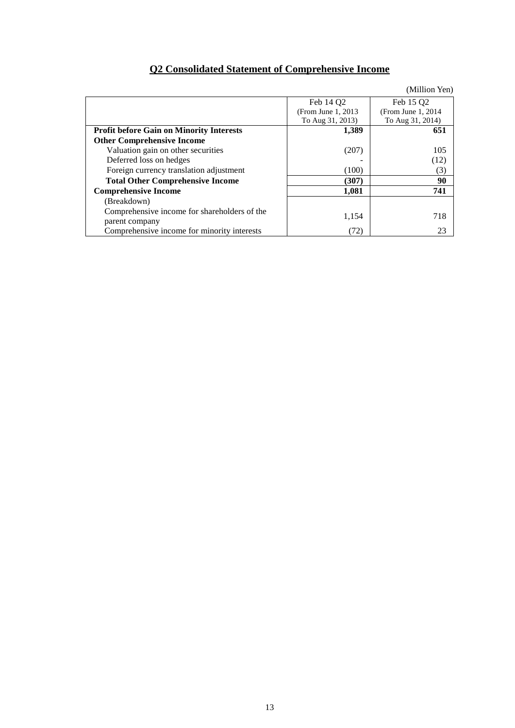## Q2 Consolidated Statement of Comprehensive Income

(Million Yen)

| | Feb 14 Q2 (From June 1, 2013 To Aug 31, 2013) | Feb 15 Q2 (From June 1, 2014 To Aug 31, 2014) |
|---|---|---|
| **Profit before Gain on Minority Interests** | **1,389** | **651** |
| **Other Comprehensive Income** | | |
| Valuation gain on other securities | (207) | 105 |
| Deferred loss on hedges | - | (12) |
| Foreign currency translation adjustment | (100) | (3) |
| **Total Other Comprehensive Income** | **(307)** | **90** |
| **Comprehensive Income** | **1,081** | **741** |
| (Breakdown) | | |
| Comprehensive income for shareholders of the parent company | 1,154 | 718 |
| Comprehensive income for minority interests | (72) | 23 |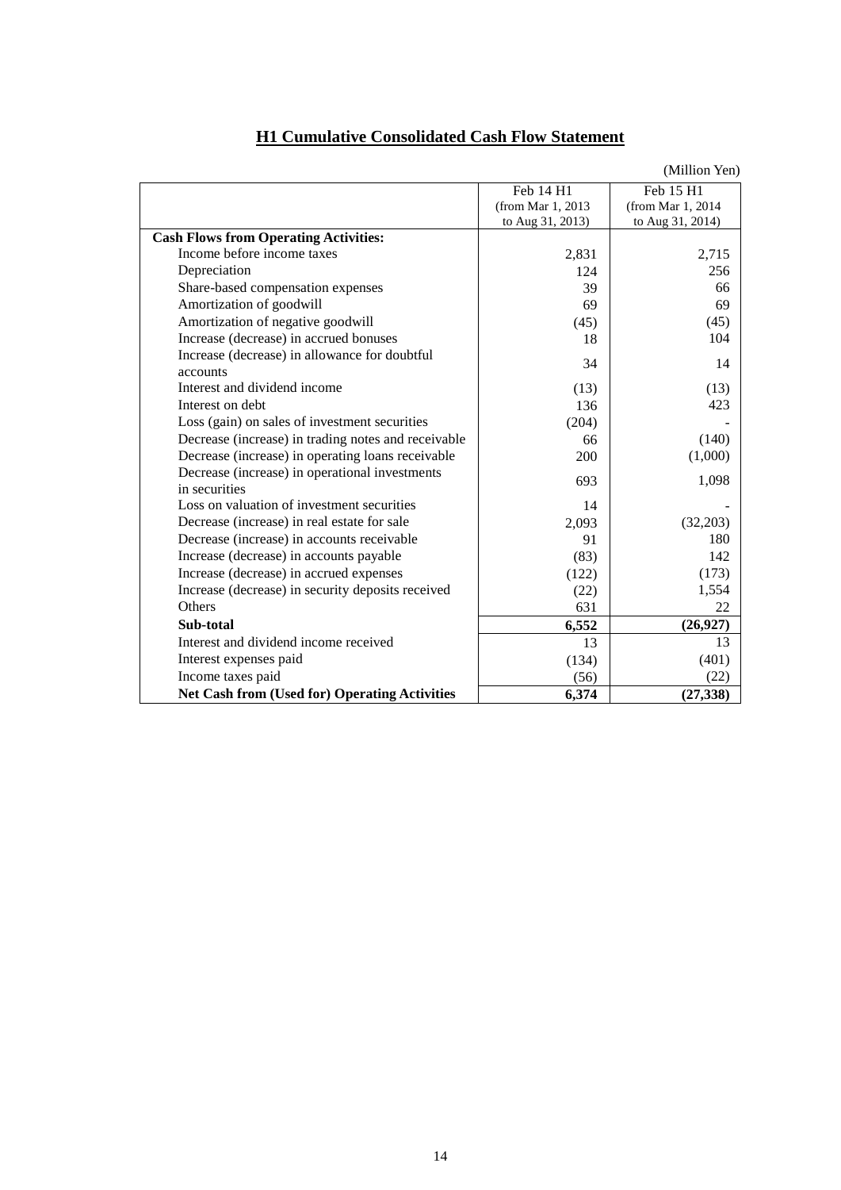# H1 Cumulative Consolidated Cash Flow Statement

(Million Yen)

| | Feb 14 H1 (from Mar 1, 2013 to Aug 31, 2013) | Feb 15 H1 (from Mar 1, 2014 to Aug 31, 2014) |
|---|---|---|
| **Cash Flows from Operating Activities:** | | |
| Income before income taxes | 2,831 | 2,715 |
| Depreciation | 124 | 256 |
| Share-based compensation expenses | 39 | 66 |
| Amortization of goodwill | 69 | 69 |
| Amortization of negative goodwill | (45) | (45) |
| Increase (decrease) in accrued bonuses | 18 | 104 |
| Increase (decrease) in allowance for doubtful accounts | 34 | 14 |
| Interest and dividend income | (13) | (13) |
| Interest on debt | 136 | 423 |
| Loss (gain) on sales of investment securities | (204) | - |
| Decrease (increase) in trading notes and receivable | 66 | (140) |
| Decrease (increase) in operating loans receivable | 200 | (1,000) |
| Decrease (increase) in operational investments in securities | 693 | 1,098 |
| Loss on valuation of investment securities | 14 | - |
| Decrease (increase) in real estate for sale | 2,093 | (32,203) |
| Decrease (increase) in accounts receivable | 91 | 180 |
| Increase (decrease) in accounts payable | (83) | 142 |
| Increase (decrease) in accrued expenses | (122) | (173) |
| Increase (decrease) in security deposits received | (22) | 1,554 |
| Others | 631 | 22 |
| **Sub-total** | **6,552** | **(26,927)** |
| Interest and dividend income received | 13 | 13 |
| Interest expenses paid | (134) | (401) |
| Income taxes paid | (56) | (22) |
| **Net Cash from (Used for) Operating Activities** | **6,374** | **(27,338)** |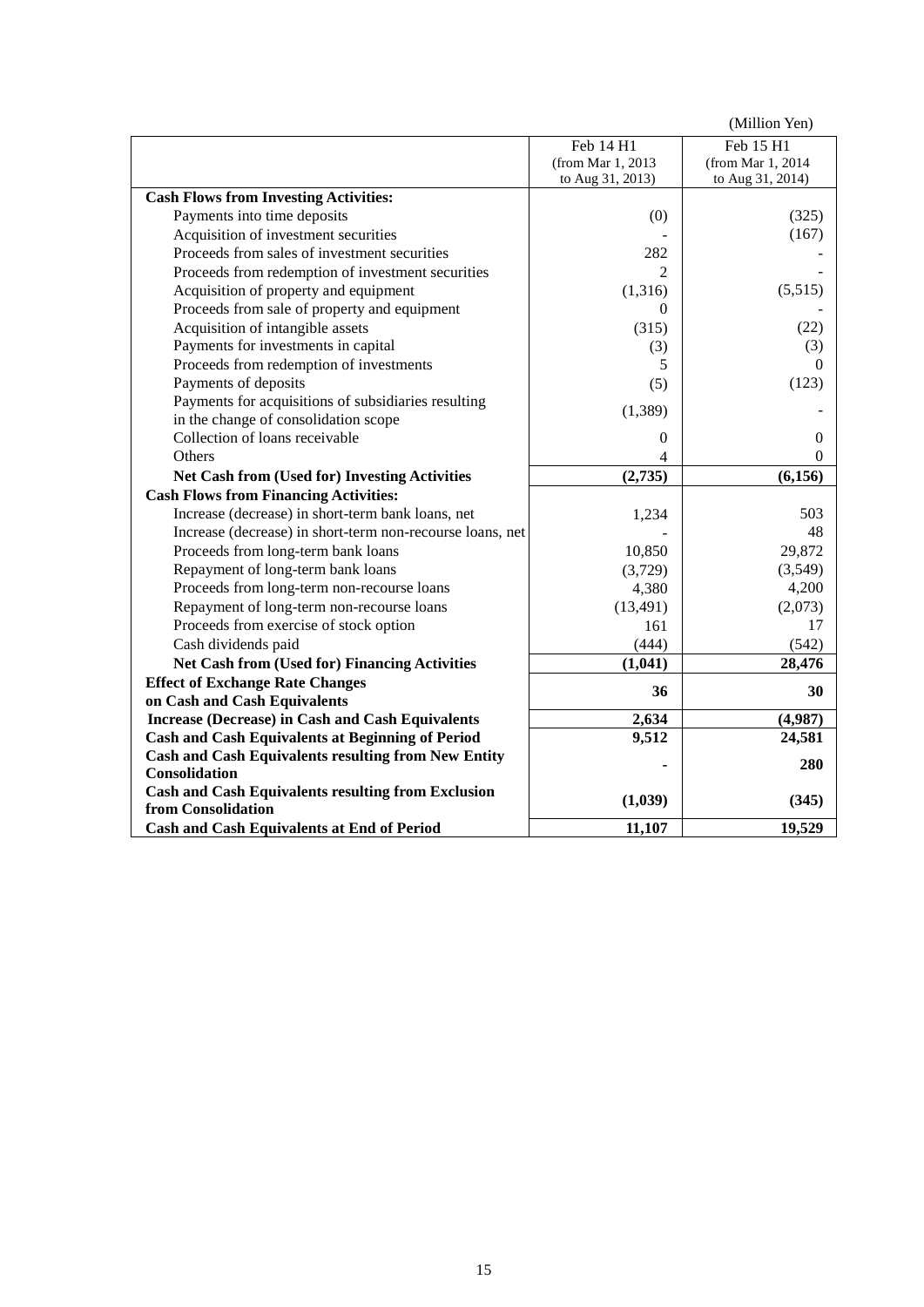(Million Yen)

| | Feb 14 H1 (from Mar 1, 2013 to Aug 31, 2013) | Feb 15 H1 (from Mar 1, 2014 to Aug 31, 2014) |
|---|---|---|
| **Cash Flows from Investing Activities:** | | |
| Payments into time deposits | (0) | (325) |
| Acquisition of investment securities | - | (167) |
| Proceeds from sales of investment securities | 282 | - |
| Proceeds from redemption of investment securities | 2 | - |
| Acquisition of property and equipment | (1,316) | (5,515) |
| Proceeds from sale of property and equipment | 0 | - |
| Acquisition of intangible assets | (315) | (22) |
| Payments for investments in capital | (3) | (3) |
| Proceeds from redemption of investments | 5 | 0 |
| Payments of deposits | (5) | (123) |
| Payments for acquisitions of subsidiaries resulting in the change of consolidation scope | (1,389) | - |
| Collection of loans receivable | 0 | 0 |
| Others | 4 | 0 |
| **Net Cash from (Used for) Investing Activities** | **(2,735)** | **(6,156)** |
| **Cash Flows from Financing Activities:** | | |
| Increase (decrease) in short-term bank loans, net | 1,234 | 503 |
| Increase (decrease) in short-term non-recourse loans, net | - | 48 |
| Proceeds from long-term bank loans | 10,850 | 29,872 |
| Repayment of long-term bank loans | (3,729) | (3,549) |
| Proceeds from long-term non-recourse loans | 4,380 | 4,200 |
| Repayment of long-term non-recourse loans | (13,491) | (2,073) |
| Proceeds from exercise of stock option | 161 | 17 |
| Cash dividends paid | (444) | (542) |
| **Net Cash from (Used for) Financing Activities** | **(1,041)** | **28,476** |
| **Effect of Exchange Rate Changes on Cash and Cash Equivalents** | **36** | **30** |
| **Increase (Decrease) in Cash and Cash Equivalents** | **2,634** | **(4,987)** |
| **Cash and Cash Equivalents at Beginning of Period** | **9,512** | **24,581** |
| **Cash and Cash Equivalents resulting from New Entity Consolidation** | **-** | **280** |
| **Cash and Cash Equivalents resulting from Exclusion from Consolidation** | **(1,039)** | **(345)** |
| **Cash and Cash Equivalents at End of Period** | **11,107** | **19,529** |